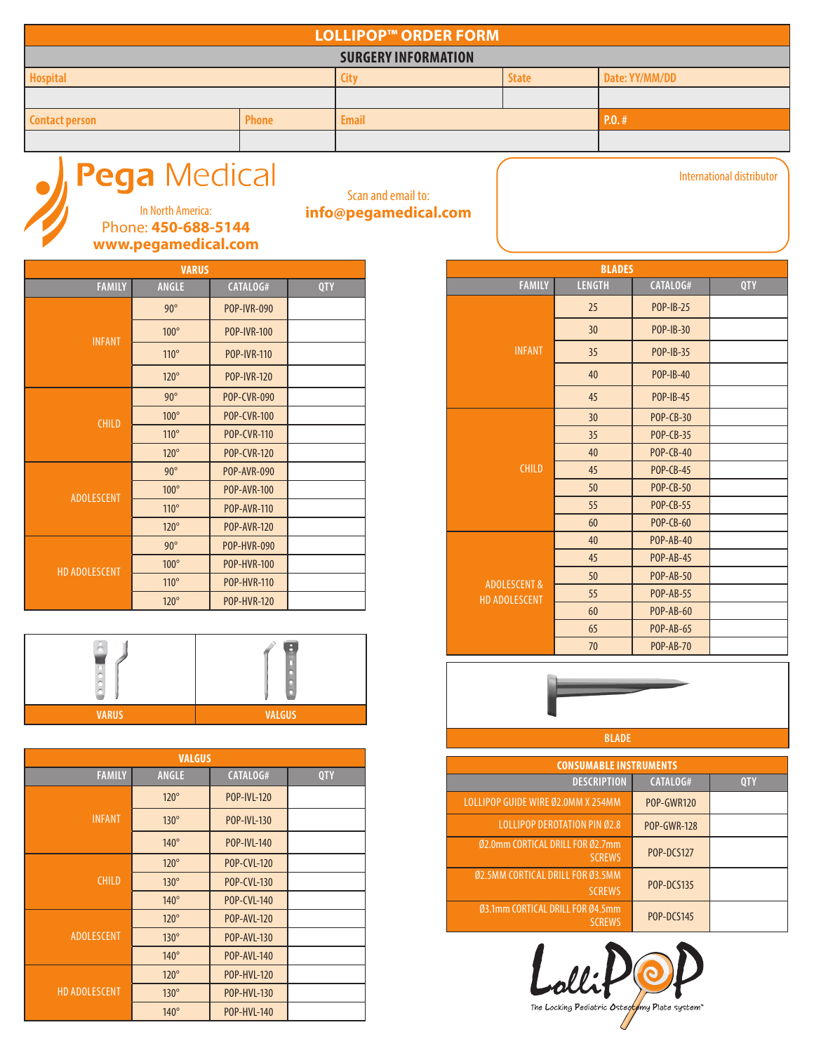# LOLLIPOP™ ORDER FORM

## SURGERY INFORMATION

| Hospital | | City | State | Date: YY/MM/DD |
|---|---|---|---|---|
| | | | | |
| **Contact person** | **Phone** | **Email** | | **P.O. #** |
| | | | | |

**Pega Medical**

In North America:
Phone: **450-688-5144**
**www.pegamedical.com**

Scan and email to:
**info@pegamedical.com**

International distributor

## VARUS

| FAMILY | ANGLE | CATALOG# | QTY |
|---|---|---|---|
| INFANT | 90° | POP-IVR-090 | |
| | 100° | POP-IVR-100 | |
| | 110° | POP-IVR-110 | |
| | 120° | POP-IVR-120 | |
| CHILD | 90° | POP-CVR-090 | |
| | 100° | POP-CVR-100 | |
| | 110° | POP-CVR-110 | |
| | 120° | POP-CVR-120 | |
| ADOLESCENT | 90° | POP-AVR-090 | |
| | 100° | POP-AVR-100 | |
| | 110° | POP-AVR-110 | |
| | 120° | POP-AVR-120 | |
| HD ADOLESCENT | 90° | POP-HVR-090 | |
| | 100° | POP-HVR-100 | |
| | 110° | POP-HVR-110 | |
| | 120° | POP-HVR-120 | |

VARUS | VALGUS

## VALGUS

| FAMILY | ANGLE | CATALOG# | QTY |
|---|---|---|---|
| INFANT | 120° | POP-IVL-120 | |
| | 130° | POP-IVL-130 | |
| | 140° | POP-IVL-140 | |
| CHILD | 120° | POP-CVL-120 | |
| | 130° | POP-CVL-130 | |
| | 140° | POP-CVL-140 | |
| ADOLESCENT | 120° | POP-AVL-120 | |
| | 130° | POP-AVL-130 | |
| | 140° | POP-AVL-140 | |
| HD ADOLESCENT | 120° | POP-HVL-120 | |
| | 130° | POP-HVL-130 | |
| | 140° | POP-HVL-140 | |

## BLADES

| FAMILY | LENGTH | CATALOG# | QTY |
|---|---|---|---|
| INFANT | 25 | POP-IB-25 | |
| | 30 | POP-IB-30 | |
| | 35 | POP-IB-35 | |
| | 40 | POP-IB-40 | |
| | 45 | POP-IB-45 | |
| CHILD | 30 | POP-CB-30 | |
| | 35 | POP-CB-35 | |
| | 40 | POP-CB-40 | |
| | 45 | POP-CB-45 | |
| | 50 | POP-CB-50 | |
| | 55 | POP-CB-55 | |
| | 60 | POP-CB-60 | |
| ADOLESCENT & HD ADOLESCENT | 40 | POP-AB-40 | |
| | 45 | POP-AB-45 | |
| | 50 | POP-AB-50 | |
| | 55 | POP-AB-55 | |
| | 60 | POP-AB-60 | |
| | 65 | POP-AB-65 | |
| | 70 | POP-AB-70 | |

BLADE

## CONSUMABLE INSTRUMENTS

| DESCRIPTION | CATALOG# | QTY |
|---|---|---|
| LOLLIPOP GUIDE WIRE Ø2.0MM X 254MM | POP-GWR120 | |
| LOLLIPOP DEROTATION PIN Ø2.8 | POP-GWR-128 | |
| Ø2.0mm CORTICAL DRILL FOR Ø2.7mm SCREWS | POP-DCS127 | |
| Ø2.5MM CORTICAL DRILL FOR Ø3.5MM SCREWS | POP-DCS135 | |
| Ø3.1mm CORTICAL DRILL FOR Ø4.5mm SCREWS | POP-DCS145 | |

LolliPOP – The Locking Pediatric Osteotomy Plate system™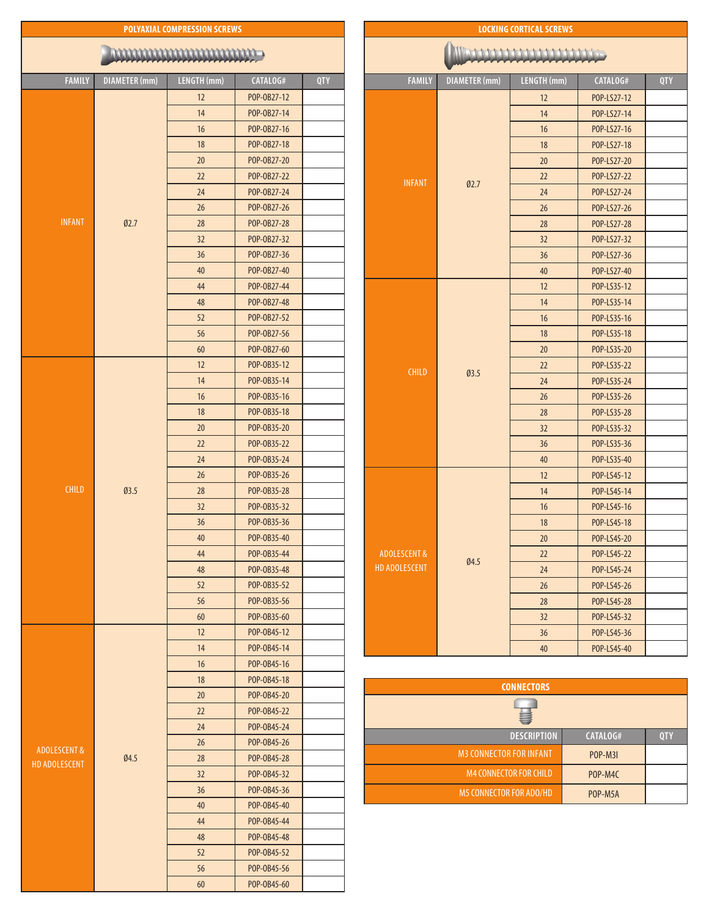## POLYAXIAL COMPRESSION SCREWS

| FAMILY | DIAMETER (mm) | LENGTH (mm) | CATALOG# | QTY |
|---|---|---|---|---|
| INFANT | Ø2.7 | 12 | POP-OB27-12 | |
| | | 14 | POP-OB27-14 | |
| | | 16 | POP-OB27-16 | |
| | | 18 | POP-OB27-18 | |
| | | 20 | POP-OB27-20 | |
| | | 22 | POP-OB27-22 | |
| | | 24 | POP-OB27-24 | |
| | | 26 | POP-OB27-26 | |
| | | 28 | POP-OB27-28 | |
| | | 32 | POP-OB27-32 | |
| | | 36 | POP-OB27-36 | |
| | | 40 | POP-OB27-40 | |
| | | 44 | POP-OB27-44 | |
| | | 48 | POP-OB27-48 | |
| | | 52 | POP-OB27-52 | |
| | | 56 | POP-OB27-56 | |
| | | 60 | POP-OB27-60 | |
| CHILD | Ø3.5 | 12 | POP-OB35-12 | |
| | | 14 | POP-OB35-14 | |
| | | 16 | POP-OB35-16 | |
| | | 18 | POP-OB35-18 | |
| | | 20 | POP-OB35-20 | |
| | | 22 | POP-OB35-22 | |
| | | 24 | POP-OB35-24 | |
| | | 26 | POP-OB35-26 | |
| | | 28 | POP-OB35-28 | |
| | | 32 | POP-OB35-32 | |
| | | 36 | POP-OB35-36 | |
| | | 40 | POP-OB35-40 | |
| | | 44 | POP-OB35-44 | |
| | | 48 | POP-OB35-48 | |
| | | 52 | POP-OB35-52 | |
| | | 56 | POP-OB35-56 | |
| | | 60 | POP-OB35-60 | |
| ADOLESCENT & HD ADOLESCENT | Ø4.5 | 12 | POP-OB45-12 | |
| | | 14 | POP-OB45-14 | |
| | | 16 | POP-OB45-16 | |
| | | 18 | POP-OB45-18 | |
| | | 20 | POP-OB45-20 | |
| | | 22 | POP-OB45-22 | |
| | | 24 | POP-OB45-24 | |
| | | 26 | POP-OB45-26 | |
| | | 28 | POP-OB45-28 | |
| | | 32 | POP-OB45-32 | |
| | | 36 | POP-OB45-36 | |
| | | 40 | POP-OB45-40 | |
| | | 44 | POP-OB45-44 | |
| | | 48 | POP-OB45-48 | |
| | | 52 | POP-OB45-52 | |
| | | 56 | POP-OB45-56 | |
| | | 60 | POP-OB45-60 | |

## LOCKING CORTICAL SCREWS

| FAMILY | DIAMETER (mm) | LENGTH (mm) | CATALOG# | QTY |
|---|---|---|---|---|
| INFANT | Ø2.7 | 12 | POP-LS27-12 | |
| | | 14 | POP-LS27-14 | |
| | | 16 | POP-LS27-16 | |
| | | 18 | POP-LS27-18 | |
| | | 20 | POP-LS27-20 | |
| | | 22 | POP-LS27-22 | |
| | | 24 | POP-LS27-24 | |
| | | 26 | POP-LS27-26 | |
| | | 28 | POP-LS27-28 | |
| | | 32 | POP-LS27-32 | |
| | | 36 | POP-LS27-36 | |
| | | 40 | POP-LS27-40 | |
| CHILD | Ø3.5 | 12 | POP-LS35-12 | |
| | | 14 | POP-LS35-14 | |
| | | 16 | POP-LS35-16 | |
| | | 18 | POP-LS35-18 | |
| | | 20 | POP-LS35-20 | |
| | | 22 | POP-LS35-22 | |
| | | 24 | POP-LS35-24 | |
| | | 26 | POP-LS35-26 | |
| | | 28 | POP-LS35-28 | |
| | | 32 | POP-LS35-32 | |
| | | 36 | POP-LS35-36 | |
| | | 40 | POP-LS35-40 | |
| ADOLESCENT & HD ADOLESCENT | Ø4.5 | 12 | POP-LS45-12 | |
| | | 14 | POP-LS45-14 | |
| | | 16 | POP-LS45-16 | |
| | | 18 | POP-LS45-18 | |
| | | 20 | POP-LS45-20 | |
| | | 22 | POP-LS45-22 | |
| | | 24 | POP-LS45-24 | |
| | | 26 | POP-LS45-26 | |
| | | 28 | POP-LS45-28 | |
| | | 32 | POP-LS45-32 | |
| | | 36 | POP-LS45-36 | |
| | | 40 | POP-LS45-40 | |

## CONNECTORS

| DESCRIPTION | CATALOG# | QTY |
|---|---|---|
| M3 CONNECTOR FOR INFANT | POP-M3I | |
| M4 CONNECTOR FOR CHILD | POP-M4C | |
| M5 CONNECTOR FOR ADO/HD | POP-M5A | |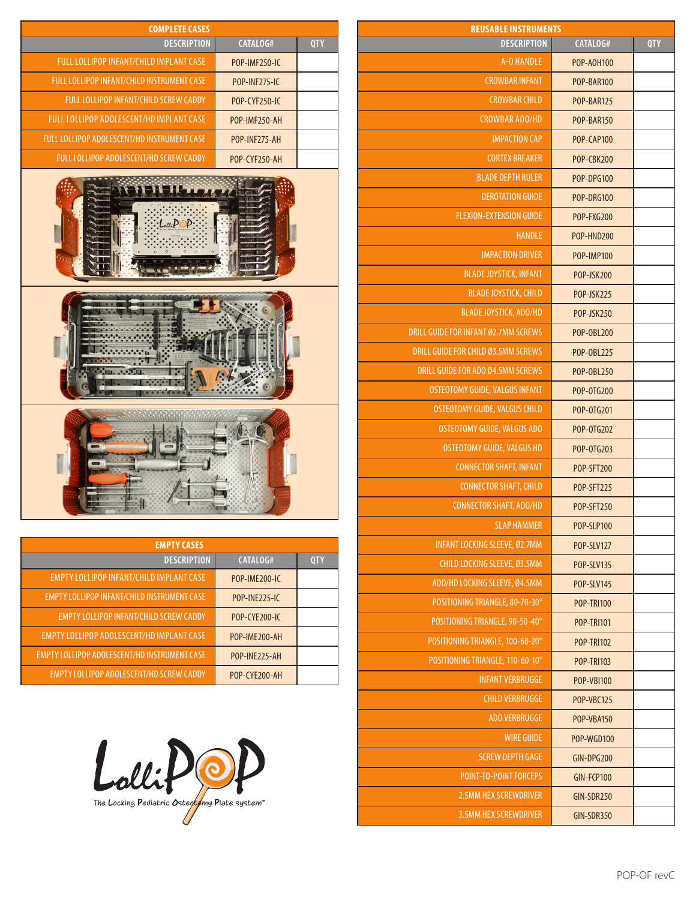| COMPLETE CASES | | |
|---|---|---|
| DESCRIPTION | CATALOG# | QTY |
| FULL LOLLIPOP INFANT/CHILD IMPLANT CASE | POP-IMF250-IC | |
| FULL LOLLIPOP INFANT/CHILD INSTRUMENT CASE | POP-INF275-IC | |
| FULL LOLLIPOP INFANT/CHILD SCREW CADDY | POP-CYF250-IC | |
| FULL LOLLIPOP ADOLESCENT/HD IMPLANT CASE | POP-IMF250-AH | |
| FULL LOLLIPOP ADOLESCENT/HD INSTRUMENT CASE | POP-INF275-AH | |
| FULL LOLLIPOP ADOLESCENT/HD SCREW CADDY | POP-CYF250-AH | |

| EMPTY CASES | | |
|---|---|---|
| DESCRIPTION | CATALOG# | QTY |
| EMPTY LOLLIPOP INFANT/CHILD IMPLANT CASE | POP-IME200-IC | |
| EMPTY LOLLIPOP INFANT/CHILD INSTRUMENT CASE | POP-INE225-IC | |
| EMPTY LOLLIPOP INFANT/CHILD SCREW CADDY | POP-CYE200-IC | |
| EMPTY LOLLIPOP ADOLESCENT/HD IMPLANT CASE | POP-IME200-AH | |
| EMPTY LOLLIPOP ADOLESCENT/HD INSTRUMENT CASE | POP-INE225-AH | |
| EMPTY LOLLIPOP ADOLESCENT/HD SCREW CADDY | POP-CYE200-AH | |

LolliPOP
The Locking Pediatric Osteotomy Plate system™

| REUSABLE INSTRUMENTS | | |
|---|---|---|
| DESCRIPTION | CATALOG# | QTY |
| A-O HANDLE | POP-AOH100 | |
| CROWBAR INFANT | POP-BAR100 | |
| CROWBAR CHILD | POP-BAR125 | |
| CROWBAR ADO/HD | POP-BAR150 | |
| IMPACTION CAP | POP-CAP100 | |
| CORTEX BREAKER | POP-CBK200 | |
| BLADE DEPTH RULER | POP-DPG100 | |
| DEROTATION GUIDE | POP-DRG100 | |
| FLEXION-EXTENSION GUIDE | POP-FXG200 | |
| HANDLE | POP-HND200 | |
| IMPACTION DRIVER | POP-IMP100 | |
| BLADE JOYSTICK, INFANT | POP-JSK200 | |
| BLADE JOYSTICK, CHILD | POP-JSK225 | |
| BLADE JOYSTICK, ADO/HD | POP-JSK250 | |
| DRILL GUIDE FOR INFANT Ø2.7MM SCREWS | POP-OBL200 | |
| DRILL GUIDE FOR CHILD Ø3.5MM SCREWS | POP-OBL225 | |
| DRILL GUIDE FOR ADO Ø4.5MM SCREWS | POP-OBL250 | |
| OSTEOTOMY GUIDE, VALGUS INFANT | POP-OTG200 | |
| OSTEOTOMY GUIDE, VALGUS CHILD | POP-OTG201 | |
| OSTEOTOMY GUIDE, VALGUS ADO | POP-OTG202 | |
| OSTEOTOMY GUIDE, VALGUS HD | POP-OTG203 | |
| CONNECTOR SHAFT, INFANT | POP-SFT200 | |
| CONNECTOR SHAFT, CHILD | POP-SFT225 | |
| CONNECTOR SHAFT, ADO/HD | POP-SFT250 | |
| SLAP HAMMER | POP-SLP100 | |
| INFANT LOCKING SLEEVE, Ø2.7MM | POP-SLV127 | |
| CHILD LOCKING SLEEVE, Ø3.5MM | POP-SLV135 | |
| ADO/HD LOCKING SLEEVE, Ø4.5MM | POP-SLV145 | |
| POSITIONING TRIANGLE, 80-70-30° | POP-TRI100 | |
| POSITIONING TRIANGLE, 90-50-40° | POP-TRI101 | |
| POSITIONING TRIANGLE, 100-60-20° | POP-TRI102 | |
| POSITIONING TRIANGLE, 110-60-10° | POP-TRI103 | |
| INFANT VERBRUGGE | POP-VBI100 | |
| CHILD VERBRUGGE | POP-VBC125 | |
| ADO VERBRUGGE | POP-VBA150 | |
| WIRE GUIDE | POP-WGD100 | |
| SCREW DEPTH GAGE | GIN-DPG200 | |
| POINT-TO-POINT FORCEPS | GIN-FCP100 | |
| 2.5MM HEX SCREWDRIVER | GIN-SDR250 | |
| 3.5MM HEX SCREWDRIVER | GIN-SDR350 | |

POP-OF revC